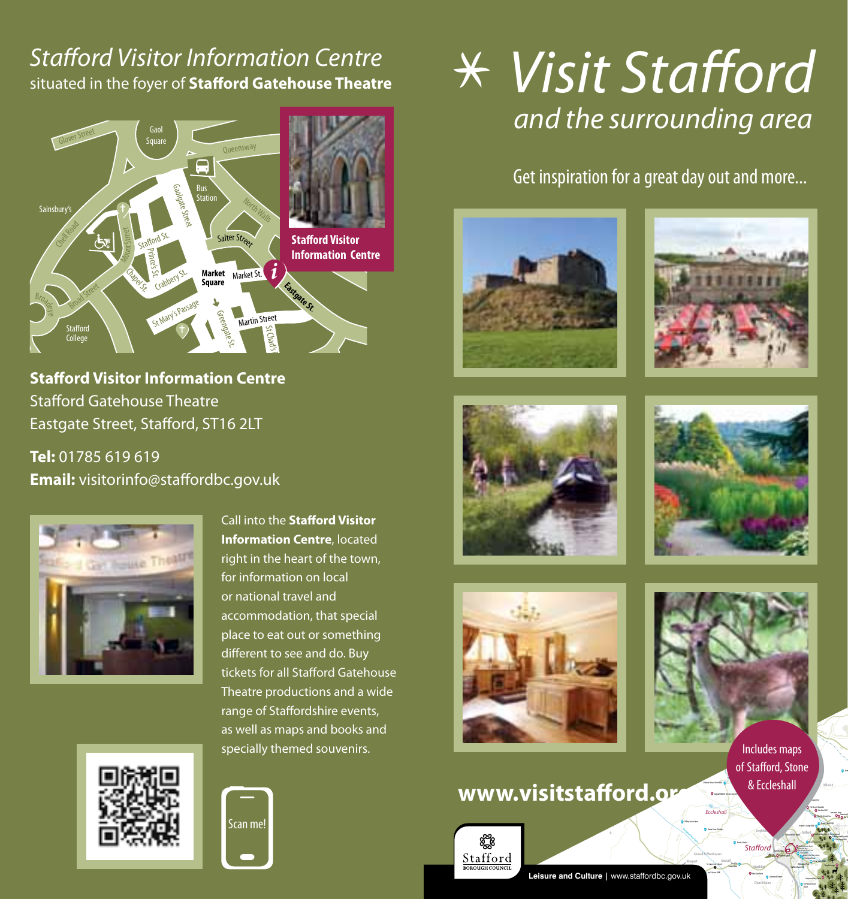# Stafford Visitor Information Centre

situated in the foyer of **Stafford Gatehouse Theatre**

**Stafford Visitor Information Centre**

**Stafford Visitor Information Centre**
Stafford Gatehouse Theatre
Eastgate Street, Stafford, ST16 2LT

**Tel:** 01785 619 619
**Email:** visitorinfo@staffordbc.gov.uk

Call into the **Stafford Visitor Information Centre**, located right in the heart of the town, for information on local or national travel and accommodation, that special place to eat out or something different to see and do. Buy tickets for all Stafford Gatehouse Theatre productions and a wide range of Staffordshire events, as well as maps and books and specially themed souvenirs.

Scan me!

# Visit Stafford

## *and the surrounding area*

Get inspiration for a great day out and more...

Includes maps of Stafford, Stone & Eccleshall

**www.visitstafford.org**

Stafford Borough Council

**Leisure and Culture** | www.staffordbc.gov.uk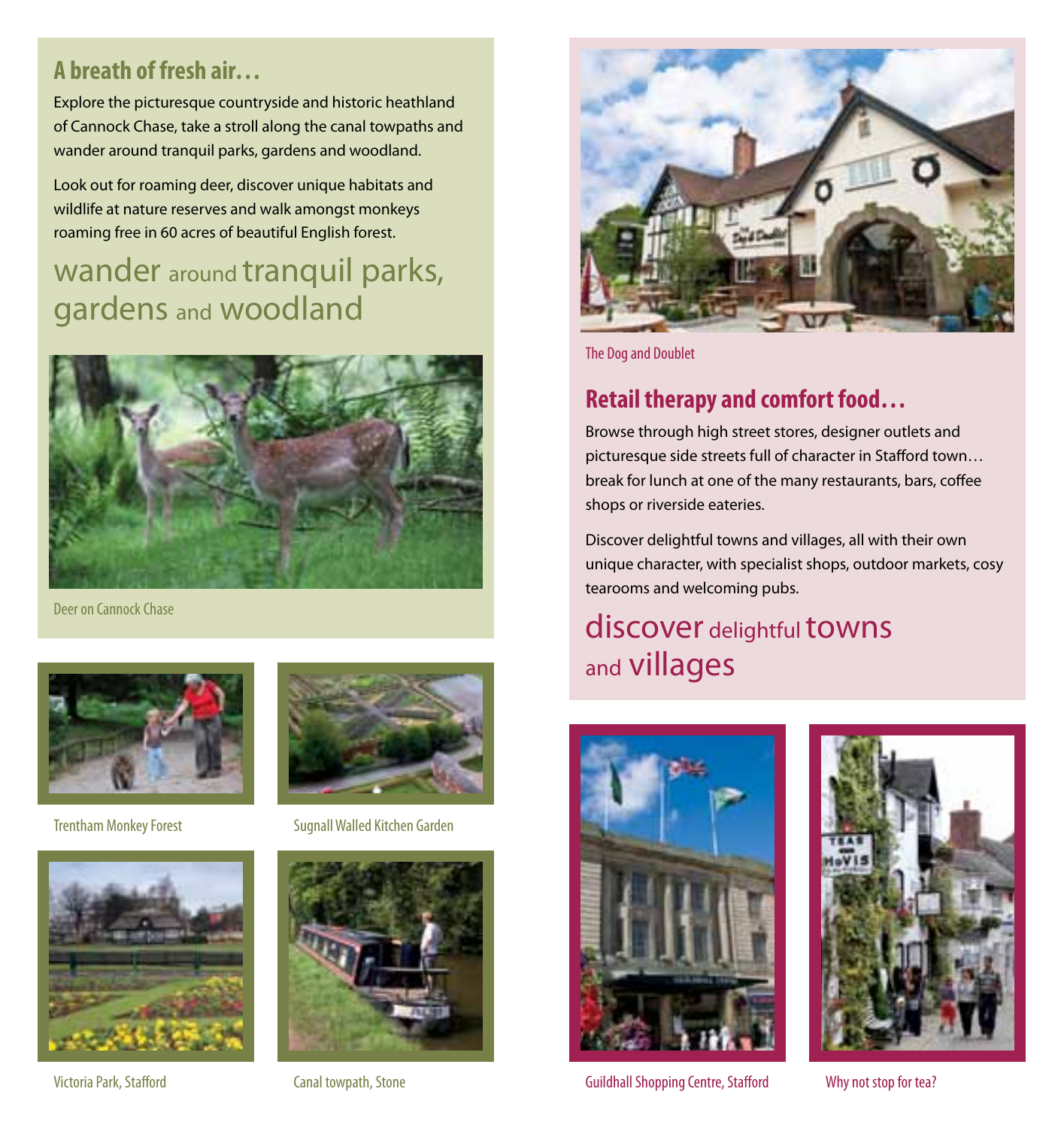## A breath of fresh air…

Explore the picturesque countryside and historic heathland of Cannock Chase, take a stroll along the canal towpaths and wander around tranquil parks, gardens and woodland.

Look out for roaming deer, discover unique habitats and wildlife at nature reserves and walk amongst monkeys roaming free in 60 acres of beautiful English forest.

wander around tranquil parks, gardens and woodland

Deer on Cannock Chase

Trentham Monkey Forest

Sugnall Walled Kitchen Garden

Victoria Park, Stafford

Canal towpath, Stone

The Dog and Doublet

## Retail therapy and comfort food…

Browse through high street stores, designer outlets and picturesque side streets full of character in Stafford town… break for lunch at one of the many restaurants, bars, coffee shops or riverside eateries.

Discover delightful towns and villages, all with their own unique character, with specialist shops, outdoor markets, cosy tearooms and welcoming pubs.

discover delightful towns and villages

Guildhall Shopping Centre, Stafford

Why not stop for tea?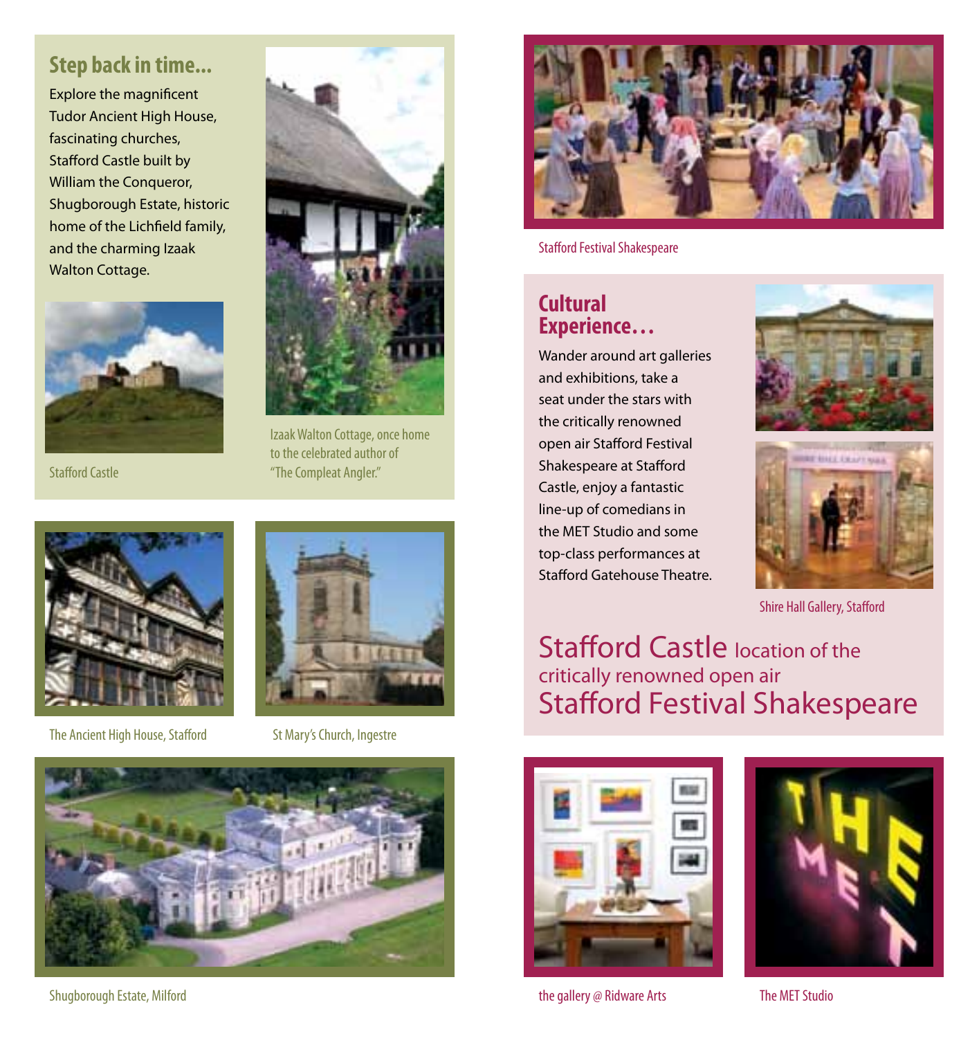## Step back in time...

Explore the magnificent Tudor Ancient High House, fascinating churches, Stafford Castle built by William the Conqueror, Shugborough Estate, historic home of the Lichfield family, and the charming Izaak Walton Cottage.

Stafford Castle

Izaak Walton Cottage, once home to the celebrated author of "The Compleat Angler."

The Ancient High House, Stafford

St Mary's Church, Ingestre

Shugborough Estate, Milford

Stafford Festival Shakespeare

## Cultural Experience…

Wander around art galleries and exhibitions, take a seat under the stars with the critically renowned open air Stafford Festival Shakespeare at Stafford Castle, enjoy a fantastic line-up of comedians in the MET Studio and some top-class performances at Stafford Gatehouse Theatre.

Shire Hall Gallery, Stafford

Stafford Castle location of the critically renowned open air Stafford Festival Shakespeare

the gallery @ Ridware Arts

The MET Studio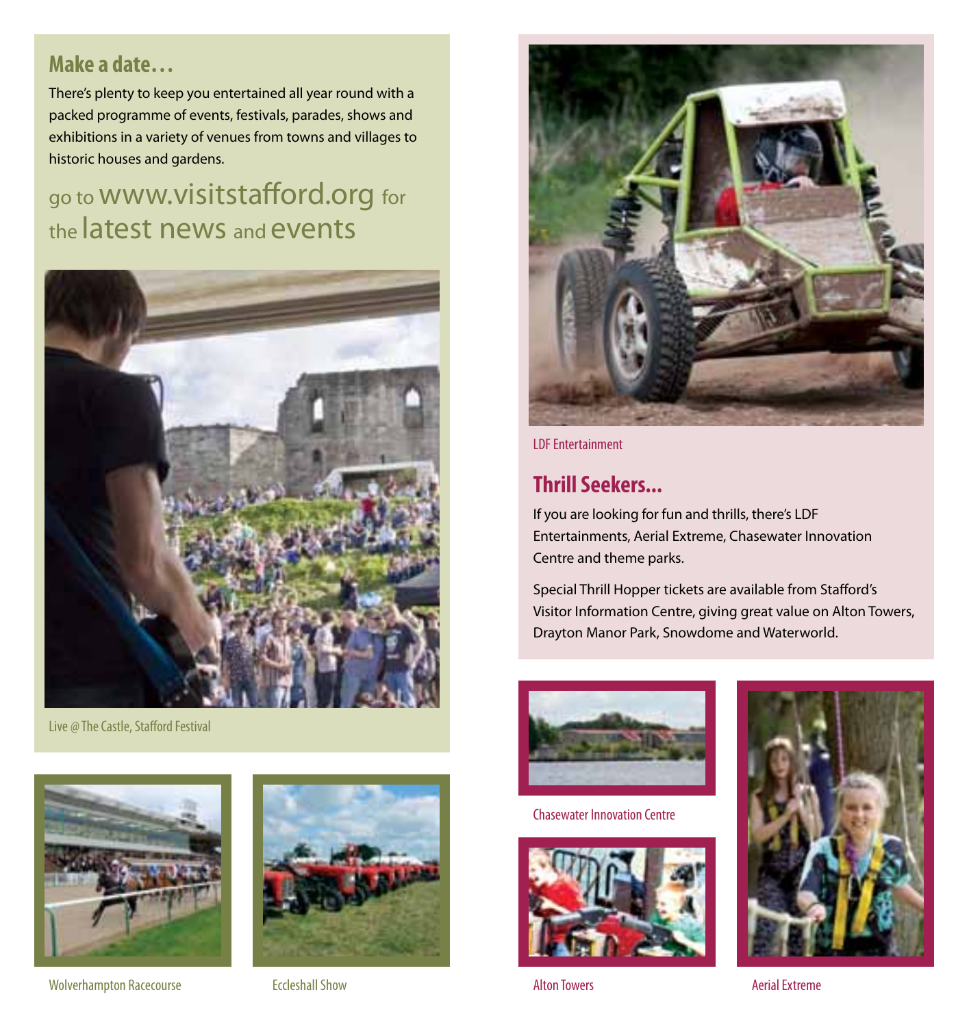## Make a date…

There's plenty to keep you entertained all year round with a packed programme of events, festivals, parades, shows and exhibitions in a variety of venues from towns and villages to historic houses and gardens.

go to www.visitstafford.org for the latest news and events

Live @ The Castle, Stafford Festival

Wolverhampton Racecourse

Eccleshall Show

LDF Entertainment

## Thrill Seekers...

If you are looking for fun and thrills, there's LDF Entertainments, Aerial Extreme, Chasewater Innovation Centre and theme parks.

Special Thrill Hopper tickets are available from Stafford's Visitor Information Centre, giving great value on Alton Towers, Drayton Manor Park, Snowdome and Waterworld.

Chasewater Innovation Centre

Alton Towers

Aerial Extreme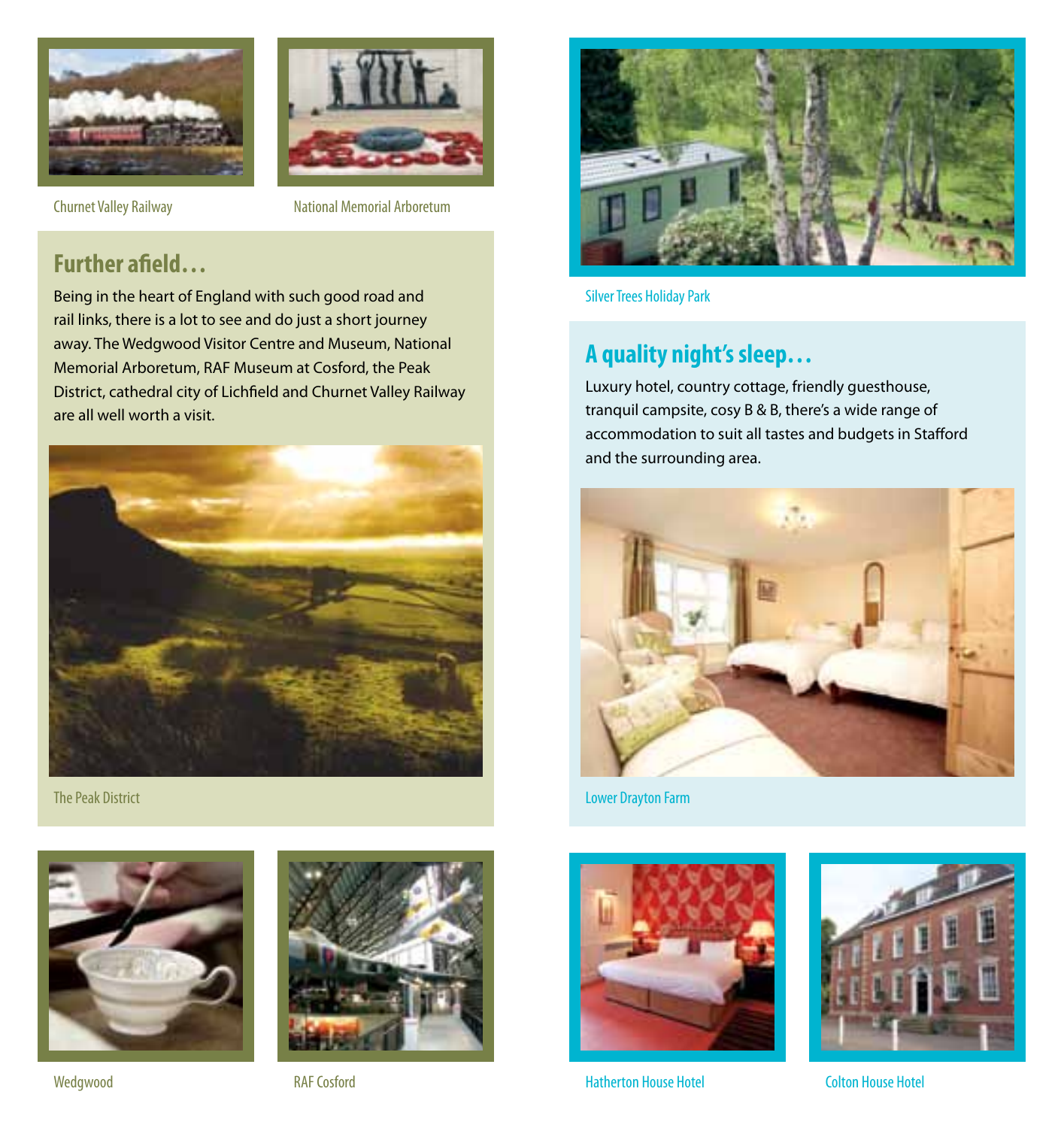Churnet Valley Railway

National Memorial Arboretum

## Further afield…

Being in the heart of England with such good road and rail links, there is a lot to see and do just a short journey away. The Wedgwood Visitor Centre and Museum, National Memorial Arboretum, RAF Museum at Cosford, the Peak District, cathedral city of Lichfield and Churnet Valley Railway are all well worth a visit.

The Peak District

Wedgwood

RAF Cosford

Silver Trees Holiday Park

## A quality night's sleep…

Luxury hotel, country cottage, friendly guesthouse, tranquil campsite, cosy B & B, there's a wide range of accommodation to suit all tastes and budgets in Stafford and the surrounding area.

Lower Drayton Farm

Hatherton House Hotel

Colton House Hotel